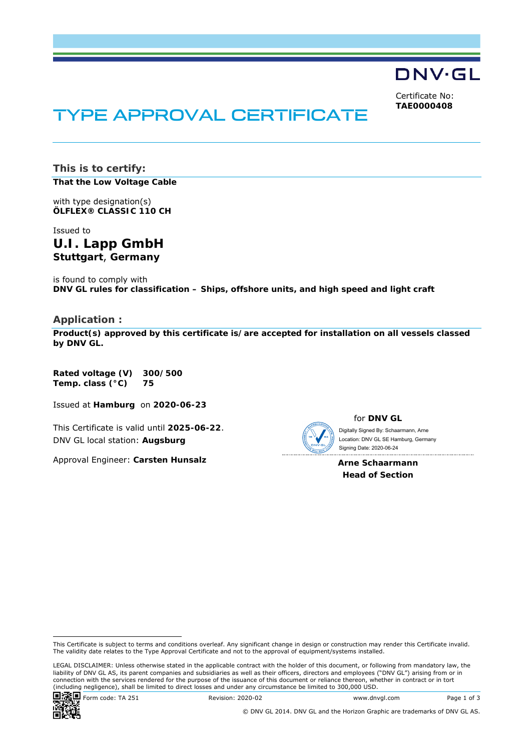DNV·GL

Certificate No:
**TAE0000408**

# TYPE APPROVAL CERTIFICATE

## This is to certify:

**That the Low Voltage Cable**

with type designation(s)
**ÖLFLEX® CLASSIC 110 CH**

Issued to
**U.I. Lapp GmbH**
**Stuttgart, Germany**

is found to comply with
**DNV GL rules for classification – Ships, offshore units, and high speed and light craft**

## Application :

**Product(s) approved by this certificate is/are accepted for installation on all vessels classed by DNV GL.**

| | |
|---|---|
| **Rated voltage (V)** | **300/500** |
| **Temp. class (°C)** | **75** |

Issued at **Hamburg** on **2020-06-23**

This Certificate is valid until **2025-06-22**.
DNV GL local station: **Augsburg**

Approval Engineer: **Carsten Hunsalz**

for **DNV GL**

Digitally Signed By: Schaarmann, Arne
Location: DNV GL SE Hamburg, Germany
Signing Date: 2020-06-24

**Arne Schaarmann**
**Head of Section**

This Certificate is subject to terms and conditions overleaf. Any significant change in design or construction may render this Certificate invalid. The validity date relates to the Type Approval Certificate and not to the approval of equipment/systems installed.

LEGAL DISCLAIMER: Unless otherwise stated in the applicable contract with the holder of this document, or following from mandatory law, the liability of DNV GL AS, its parent companies and subsidiaries as well as their officers, directors and employees ("DNV GL") arising from or in connection with the services rendered for the purpose of the issuance of this document or reliance thereon, whether in contract or in tort (including negligence), shall be limited to direct losses and under any circumstance be limited to 300,000 USD.

Form code: TA 251 Revision: 2020-02 www.dnvgl.com

© DNV GL 2014. DNV GL and the Horizon Graphic are trademarks of DNV GL AS.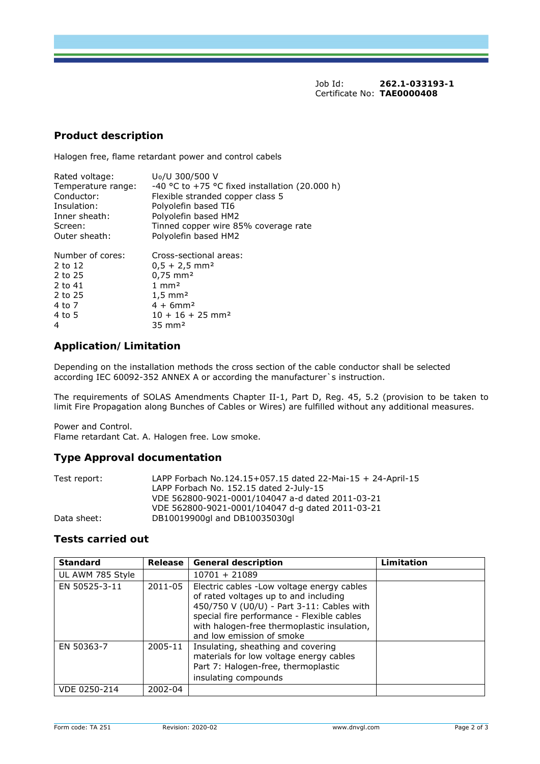Job Id: **262.1-033193-1**
Certificate No: **TAE0000408**

## Product description

Halogen free, flame retardant power and control cabels

| | |
|---|---|
| Rated voltage: | $U_0$/U 300/500 V |
| Temperature range: | -40 °C to +75 °C fixed installation (20.000 h) |
| Conductor: | Flexible stranded copper class 5 |
| Insulation: | Polyolefin based TI6 |
| Inner sheath: | Polyolefin based HM2 |
| Screen: | Tinned copper wire 85% coverage rate |
| Outer sheath: | Polyolefin based HM2 |

| Number of cores: | Cross-sectional areas: |
|---|---|
| 2 to 12 | 0,5 + 2,5 mm² |
| 2 to 25 | 0,75 mm² |
| 2 to 41 | 1 mm² |
| 2 to 25 | 1,5 mm² |
| 4 to 7 | 4 + 6mm² |
| 4 to 5 | 10 + 16 + 25 mm² |
| 4 | 35 mm² |

## Application/ Limitation

Depending on the installation methods the cross section of the cable conductor shall be selected according IEC 60092-352 ANNEX A or according the manufacturer`s instruction.

The requirements of SOLAS Amendments Chapter II-1, Part D, Reg. 45, 5.2 (provision to be taken to limit Fire Propagation along Bunches of Cables or Wires) are fulfilled without any additional measures.

Power and Control.
Flame retardant Cat. A. Halogen free. Low smoke.

## Type Approval documentation

| | |
|---|---|
| Test report: | LAPP Forbach No.124.15+057.15 dated 22-Mai-15 + 24-April-15 |
| | LAPP Forbach No. 152.15 dated 2-July-15 |
| | VDE 562800-9021-0001/104047 a-d dated 2011-03-21 |
| | VDE 562800-9021-0001/104047 d-g dated 2011-03-21 |
| Data sheet: | DB10019900gl and DB10035030gl |

## Tests carried out

| Standard | Release | General description | Limitation |
|---|---|---|---|
| UL AWM 785 Style | | 10701 + 21089 | |
| EN 50525-3-11 | 2011-05 | Electric cables -Low voltage energy cables of rated voltages up to and including 450/750 V (U0/U) - Part 3-11: Cables with special fire performance - Flexible cables with halogen-free thermoplastic insulation, and low emission of smoke | |
| EN 50363-7 | 2005-11 | Insulating, sheathing and covering materials for low voltage energy cables Part 7: Halogen-free, thermoplastic insulating compounds | |
| VDE 0250-214 | 2002-04 | | |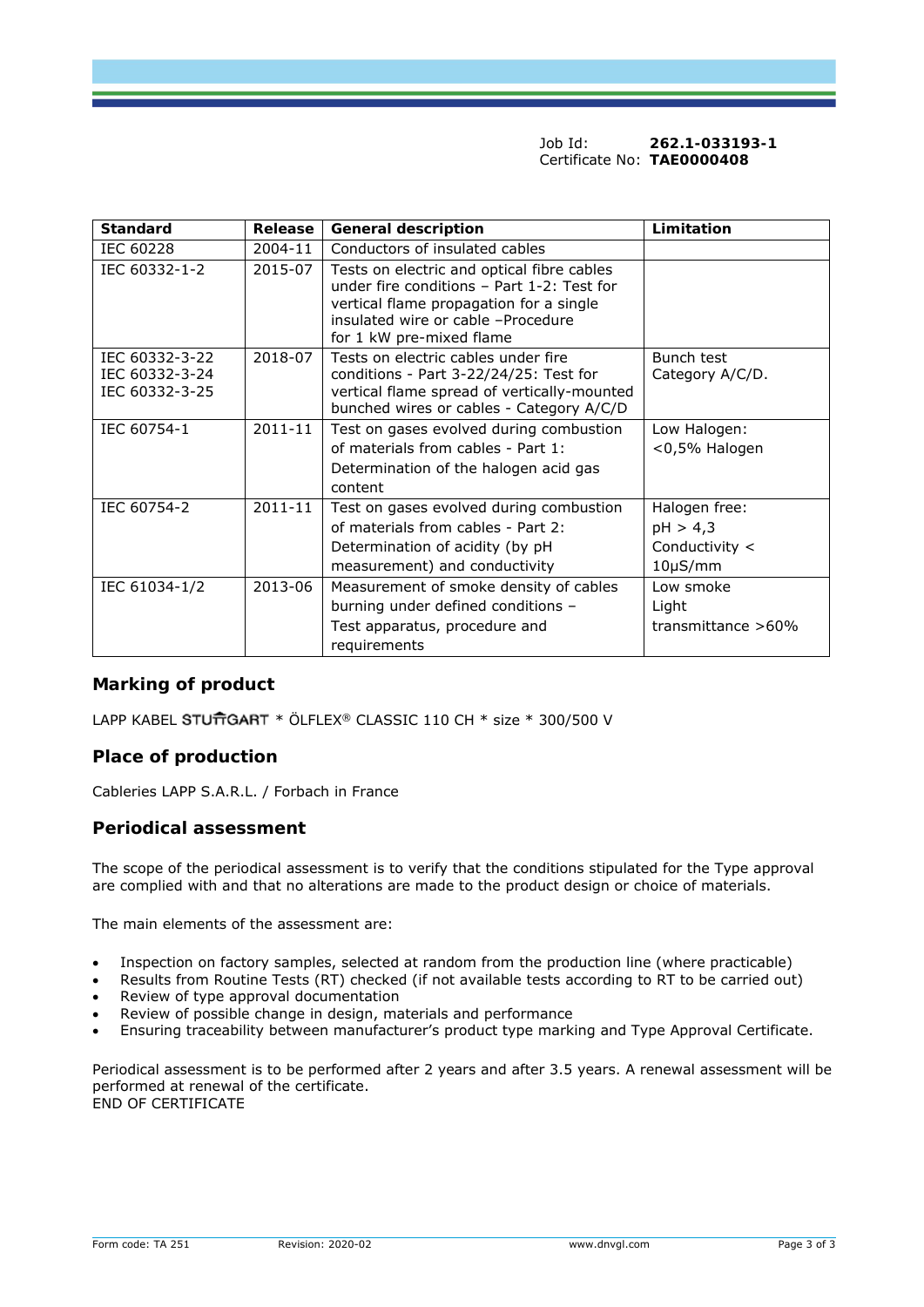Job Id: **262.1-033193-1**
Certificate No: **TAE0000408**

| **Standard** | **Release** | **General description** | **Limitation** |
|---|---|---|---|
| IEC 60228 | 2004-11 | Conductors of insulated cables | |
| IEC 60332-1-2 | 2015-07 | Tests on electric and optical fibre cables under fire conditions – Part 1-2: Test for vertical flame propagation for a single insulated wire or cable –Procedure for 1 kW pre-mixed flame | |
| IEC 60332-3-22<br>IEC 60332-3-24<br>IEC 60332-3-25 | 2018-07 | Tests on electric cables under fire conditions - Part 3-22/24/25: Test for vertical flame spread of vertically-mounted bunched wires or cables - Category A/C/D | Bunch test Category A/C/D. |
| IEC 60754-1 | 2011-11 | Test on gases evolved during combustion of materials from cables - Part 1: Determination of the halogen acid gas content | Low Halogen: <0,5% Halogen |
| IEC 60754-2 | 2011-11 | Test on gases evolved during combustion of materials from cables - Part 2: Determination of acidity (by pH measurement) and conductivity | Halogen free: pH > 4,3 Conductivity < 10µS/mm |
| IEC 61034-1/2 | 2013-06 | Measurement of smoke density of cables burning under defined conditions – Test apparatus, procedure and requirements | Low smoke Light transmittance >60% |

## Marking of product

LAPP KABEL STUTTGART * ÖLFLEX® CLASSIC 110 CH * size * 300/500 V

## Place of production

Cableries LAPP S.A.R.L. / Forbach in France

## Periodical assessment

The scope of the periodical assessment is to verify that the conditions stipulated for the Type approval are complied with and that no alterations are made to the product design or choice of materials.

The main elements of the assessment are:

- Inspection on factory samples, selected at random from the production line (where practicable)
- Results from Routine Tests (RT) checked (if not available tests according to RT to be carried out)
- Review of type approval documentation
- Review of possible change in design, materials and performance
- Ensuring traceability between manufacturer's product type marking and Type Approval Certificate.

Periodical assessment is to be performed after 2 years and after 3.5 years. A renewal assessment will be performed at renewal of the certificate.
END OF CERTIFICATE